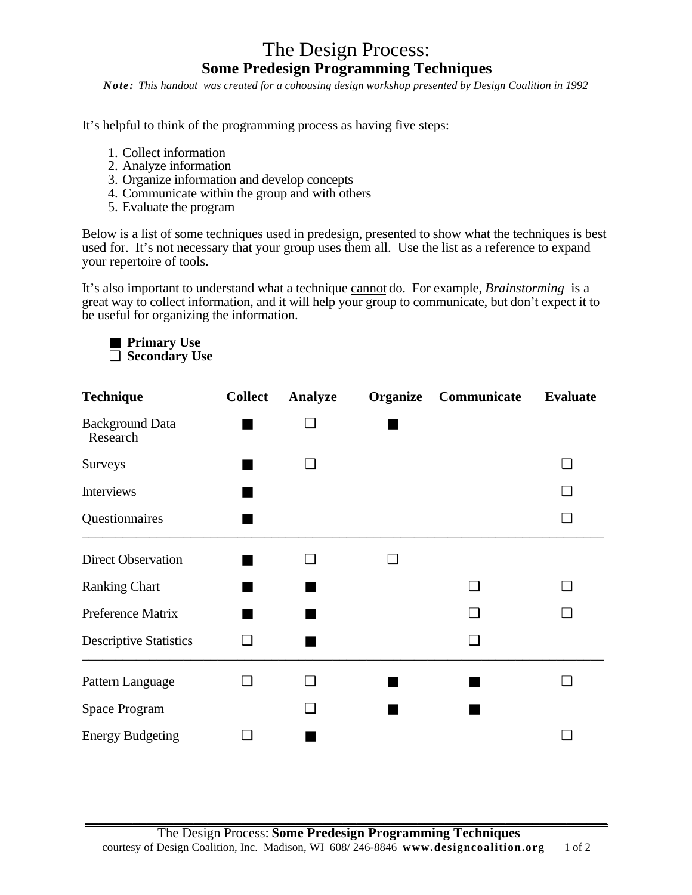# The Design Process:
## Some Predesign Programming Techniques

***Note:*** *This handout was created for a cohousing design workshop presented by Design Coalition in 1992*

It's helpful to think of the programming process as having five steps:

1. Collect information
2. Analyze information
3. Organize information and develop concepts
4. Communicate within the group and with others
5. Evaluate the program

Below is a list of some techniques used in predesign, presented to show what the techniques is best used for. It's not necessary that your group uses them all. Use the list as a reference to expand your repertoire of tools.

It's also important to understand what a technique cannot do. For example, *Brainstorming* is a great way to collect information, and it will help your group to communicate, but don't expect it to be useful for organizing the information.

■ **Primary Use**
❑ **Secondary Use**

| Technique | Collect | Analyze | Organize | Communicate | Evaluate |
|---|---|---|---|---|---|
| Background Data Research | ■ | ❑ | ■ | | |
| Surveys | ■ | ❑ | | | ❑ |
| Interviews | ■ | | | | ❑ |
| Questionnaires | ■ | | | | ❑ |
| Direct Observation | ■ | ❑ | ❑ | | |
| Ranking Chart | ■ | ■ | | ❑ | ❑ |
| Preference Matrix | ■ | ■ | | ❑ | ❑ |
| Descriptive Statistics | ❑ | ■ | | ❑ | |
| Pattern Language | ❑ | ❑ | ■ | ■ | ❑ |
| Space Program | | ❑ | ■ | ■ | |
| Energy Budgeting | ❑ | ■ | | | ❑ |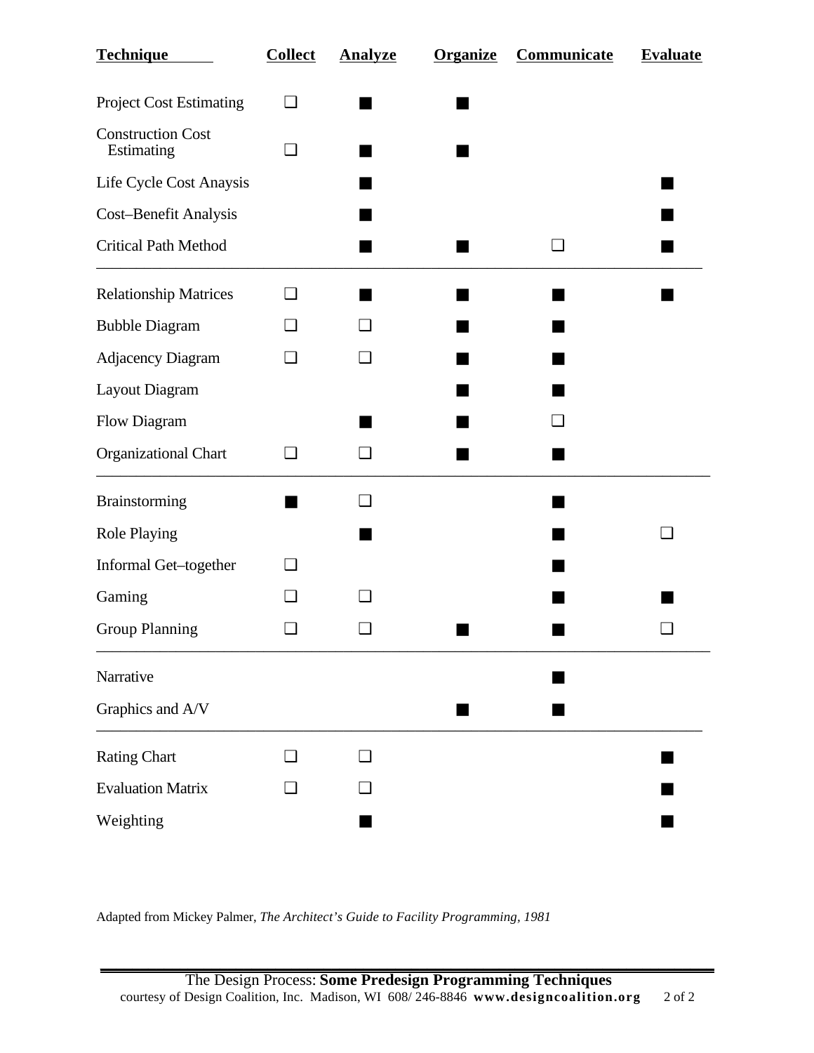| Technique | Collect | Analyze | Organize | Communicate | Evaluate |
|---|---|---|---|---|---|
| Project Cost Estimating | ❑ | ■ | ■ | | |
| Construction Cost Estimating | ❑ | ■ | ■ | | |
| Life Cycle Cost Anaysis | | ■ | | | ■ |
| Cost–Benefit Analysis | | ■ | | | ■ |
| Critical Path Method | | ■ | ■ | ❑ | ■ |
| Relationship Matrices | ❑ | ■ | ■ | ■ | ■ |
| Bubble Diagram | ❑ | ❑ | ■ | ■ | |
| Adjacency Diagram | ❑ | ❑ | ■ | ■ | |
| Layout Diagram | | | ■ | ■ | |
| Flow Diagram | | ■ | ■ | ❑ | |
| Organizational Chart | ❑ | ❑ | ■ | ■ | |
| Brainstorming | ■ | ❑ | | ■ | |
| Role Playing | | ■ | | ■ | ❑ |
| Informal Get–together | ❑ | | | ■ | |
| Gaming | ❑ | ❑ | | ■ | ■ |
| Group Planning | ❑ | ❑ | ■ | ■ | ❑ |
| Narrative | | | | ■ | |
| Graphics and A/V | | | ■ | ■ | |
| Rating Chart | ❑ | ❑ | | | ■ |
| Evaluation Matrix | ❑ | ❑ | | | ■ |
| Weighting | | ■ | | | ■ |

Adapted from Mickey Palmer, *The Architect's Guide to Facility Programming, 1981*